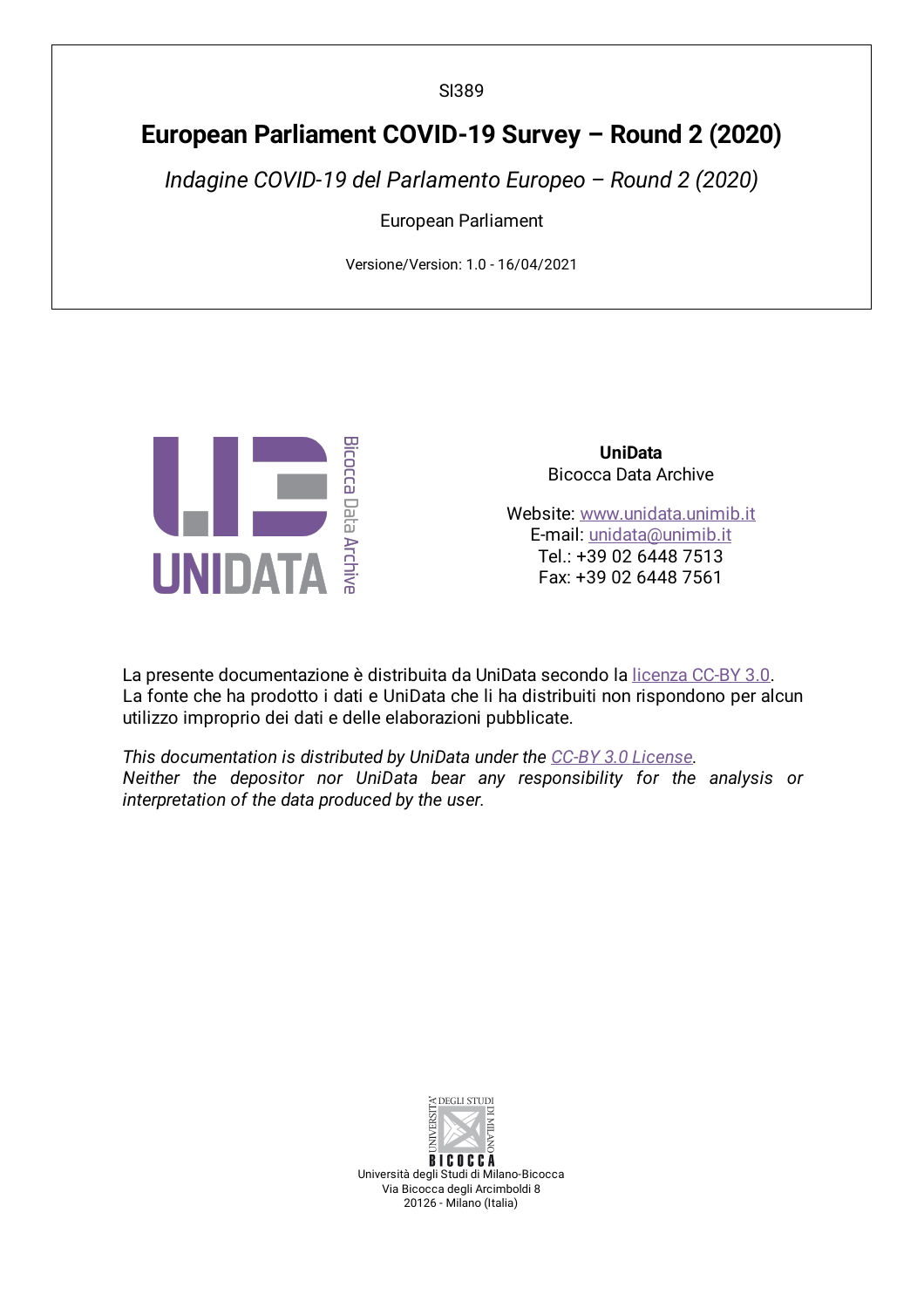SI389

# European Parliament COVID-19 Survey – Round 2 (2020)

*Indagine COVID-19 del Parlamento Europeo – Round 2 (2020)*

European Parliament

Versione/Version: 1.0 - 16/04/2021

**UniData**
Bicocca Data Archive

Website: [www.unidata.unimib.it](http://www.unidata.unimib.it)
E-mail: [unidata@unimib.it](mailto:unidata@unimib.it)
Tel.: +39 02 6448 7513
Fax: +39 02 6448 7561

La presente documentazione è distribuita da UniData secondo la [licenza CC-BY 3.0](#).
La fonte che ha prodotto i dati e UniData che li ha distribuiti non rispondono per alcun utilizzo improprio dei dati e delle elaborazioni pubblicate.

*This documentation is distributed by UniData under the [CC-BY 3.0 License](#).*
*Neither the depositor nor UniData bear any responsibility for the analysis or interpretation of the data produced by the user.*

Università degli Studi di Milano-Bicocca
Via Bicocca degli Arcimboldi 8
20126 - Milano (Italia)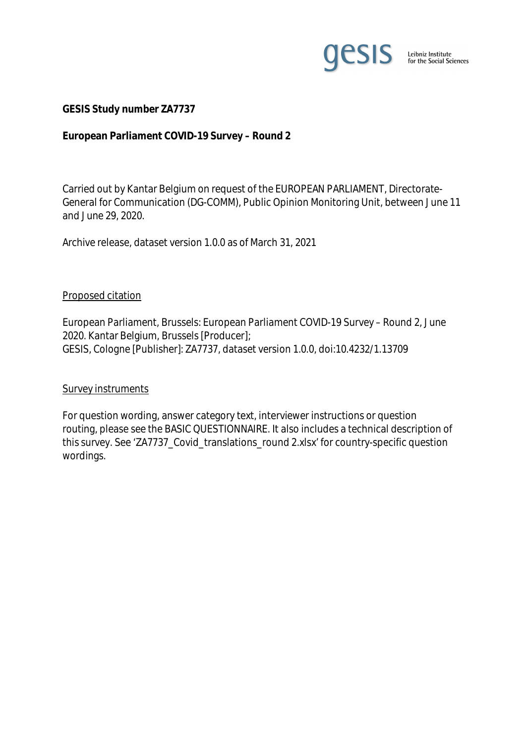**GESIS Study number ZA7737**

**European Parliament COVID-19 Survey – Round 2**

Carried out by Kantar Belgium on request of the EUROPEAN PARLIAMENT, Directorate-General for Communication (DG-COMM), Public Opinion Monitoring Unit, between June 11 and June 29, 2020.

Archive release, dataset version 1.0.0 as of March 31, 2021

Proposed citation

European Parliament, Brussels: European Parliament COVID-19 Survey – Round 2, June 2020. Kantar Belgium, Brussels [Producer];
GESIS, Cologne [Publisher]: ZA7737, dataset version 1.0.0, doi:10.4232/1.13709

Survey instruments

For question wording, answer category text, interviewer instructions or question routing, please see the BASIC QUESTIONNAIRE. It also includes a technical description of this survey. See 'ZA7737_Covid_translations_round 2.xlsx' for country-specific question wordings.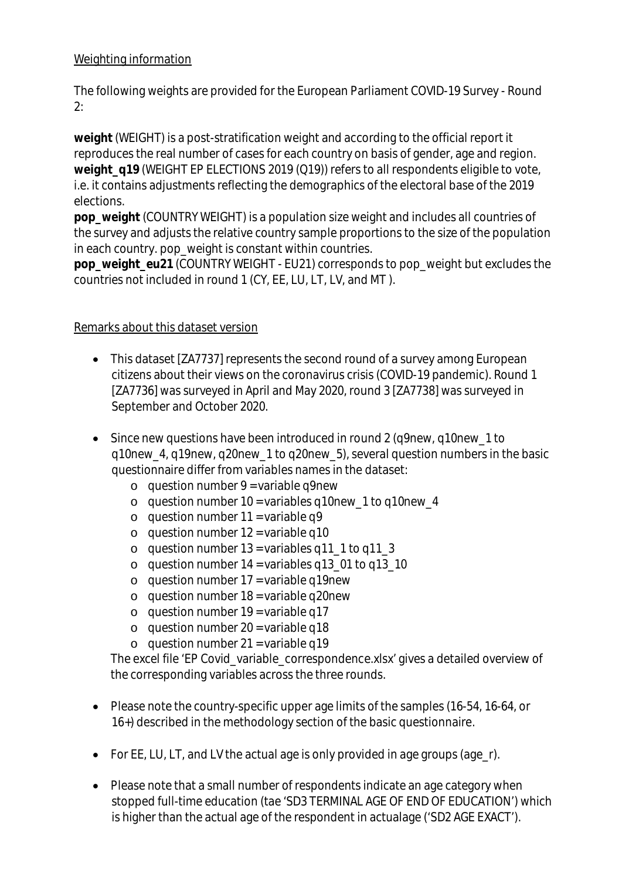Weighting information

The following weights are provided for the European Parliament COVID-19 Survey - Round 2:

**weight** (WEIGHT) is a post-stratification weight and according to the official report it reproduces the real number of cases for each country on basis of gender, age and region. **weight_q19** (WEIGHT EP ELECTIONS 2019 (Q19)) refers to all respondents eligible to vote, i.e. it contains adjustments reflecting the demographics of the electoral base of the 2019 elections.
**pop_weight** (COUNTRY WEIGHT) is a population size weight and includes all countries of the survey and adjusts the relative country sample proportions to the size of the population in each country. pop_weight is constant within countries.
**pop_weight_eu21** (COUNTRY WEIGHT - EU21) corresponds to pop_weight but excludes the countries not included in round 1 (CY, EE, LU, LT, LV, and MT ).

Remarks about this dataset version

- This dataset [ZA7737] represents the second round of a survey among European citizens about their views on the coronavirus crisis (COVID-19 pandemic). Round 1 [ZA7736] was surveyed in April and May 2020, round 3 [ZA7738] was surveyed in September and October 2020.

- Since new questions have been introduced in round 2 (q9new, q10new_1 to q10new_4, q19new, q20new_1 to q20new_5), several question numbers in the basic questionnaire differ from variables names in the dataset:
  - question number 9 = variable q9new
  - question number 10 = variables q10new_1 to q10new_4
  - question number 11 = variable q9
  - question number 12 = variable q10
  - question number 13 = variables q11_1 to q11_3
  - question number 14 = variables q13_01 to q13_10
  - question number 17 = variable q19new
  - question number 18 = variable q20new
  - question number 19 = variable q17
  - question number 20 = variable q18
  - question number 21 = variable q19

  The excel file 'EP Covid_variable_correspondence.xlsx' gives a detailed overview of the corresponding variables across the three rounds.

- Please note the country-specific upper age limits of the samples (16-54, 16-64, or 16+) described in the methodology section of the basic questionnaire.

- For EE, LU, LT, and LV the actual age is only provided in age groups (age_r).

- Please note that a small number of respondents indicate an age category when stopped full-time education (tae 'SD3 TERMINAL AGE OF END OF EDUCATION') which is higher than the actual age of the respondent in actualage ('SD2 AGE EXACT').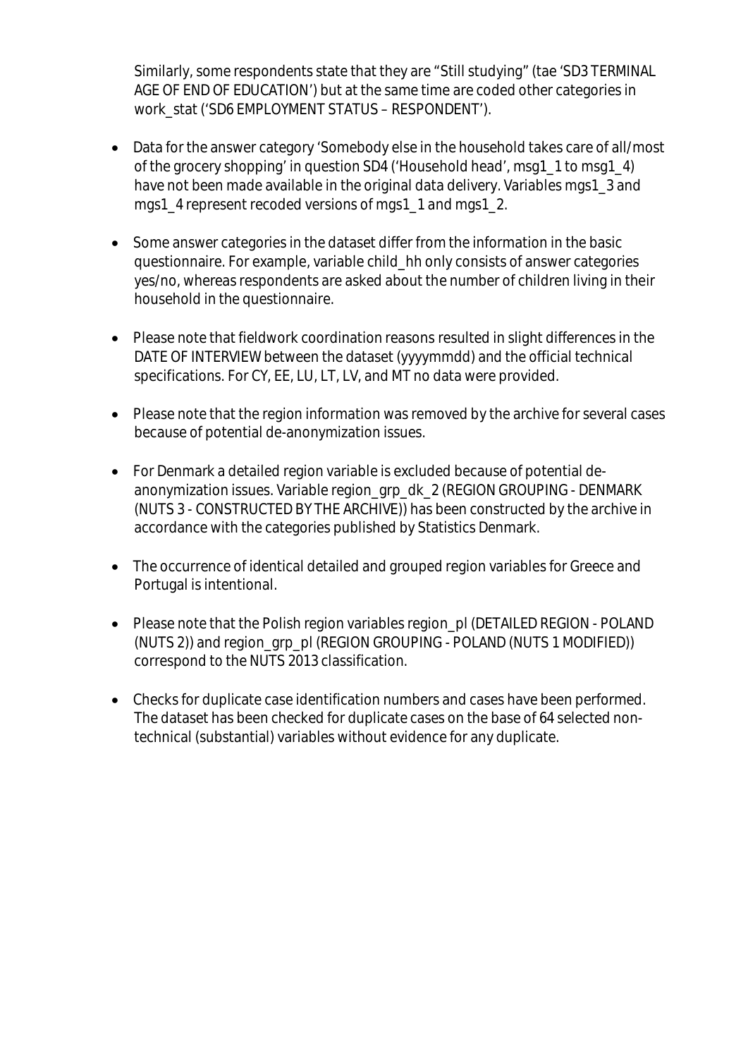Similarly, some respondents state that they are "Still studying" (tae 'SD3 TERMINAL AGE OF END OF EDUCATION') but at the same time are coded other categories in work_stat ('SD6 EMPLOYMENT STATUS – RESPONDENT').

- Data for the answer category 'Somebody else in the household takes care of all/most of the grocery shopping' in question SD4 ('Household head', msg1_1 to msg1_4) have not been made available in the original data delivery. Variables mgs1_3 and mgs1_4 represent recoded versions of mgs1_1 and mgs1_2.
- Some answer categories in the dataset differ from the information in the basic questionnaire. For example, variable child_hh only consists of answer categories yes/no, whereas respondents are asked about the number of children living in their household in the questionnaire.
- Please note that fieldwork coordination reasons resulted in slight differences in the DATE OF INTERVIEW between the dataset (yyyymmdd) and the official technical specifications. For CY, EE, LU, LT, LV, and MT no data were provided.
- Please note that the region information was removed by the archive for several cases because of potential de-anonymization issues.
- For Denmark a detailed region variable is excluded because of potential de-anonymization issues. Variable region_grp_dk_2 (REGION GROUPING - DENMARK (NUTS 3 - CONSTRUCTED BY THE ARCHIVE)) has been constructed by the archive in accordance with the categories published by Statistics Denmark.
- The occurrence of identical detailed and grouped region variables for Greece and Portugal is intentional.
- Please note that the Polish region variables region_pl (DETAILED REGION - POLAND (NUTS 2)) and region_grp_pl (REGION GROUPING - POLAND (NUTS 1 MODIFIED)) correspond to the NUTS 2013 classification.
- Checks for duplicate case identification numbers and cases have been performed. The dataset has been checked for duplicate cases on the base of 64 selected non-technical (substantial) variables without evidence for any duplicate.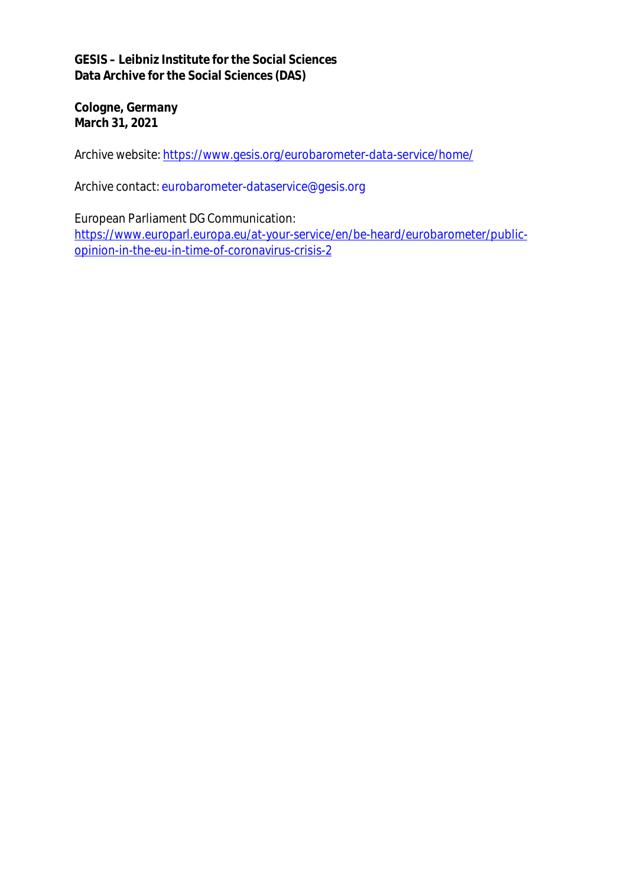**GESIS – Leibniz Institute for the Social Sciences**
**Data Archive for the Social Sciences (DAS)**

**Cologne, Germany**
**March 31, 2021**

Archive website: https://www.gesis.org/eurobarometer-data-service/home/

Archive contact: eurobarometer-dataservice@gesis.org

European Parliament DG Communication:
https://www.europarl.europa.eu/at-your-service/en/be-heard/eurobarometer/public-opinion-in-the-eu-in-time-of-coronavirus-crisis-2